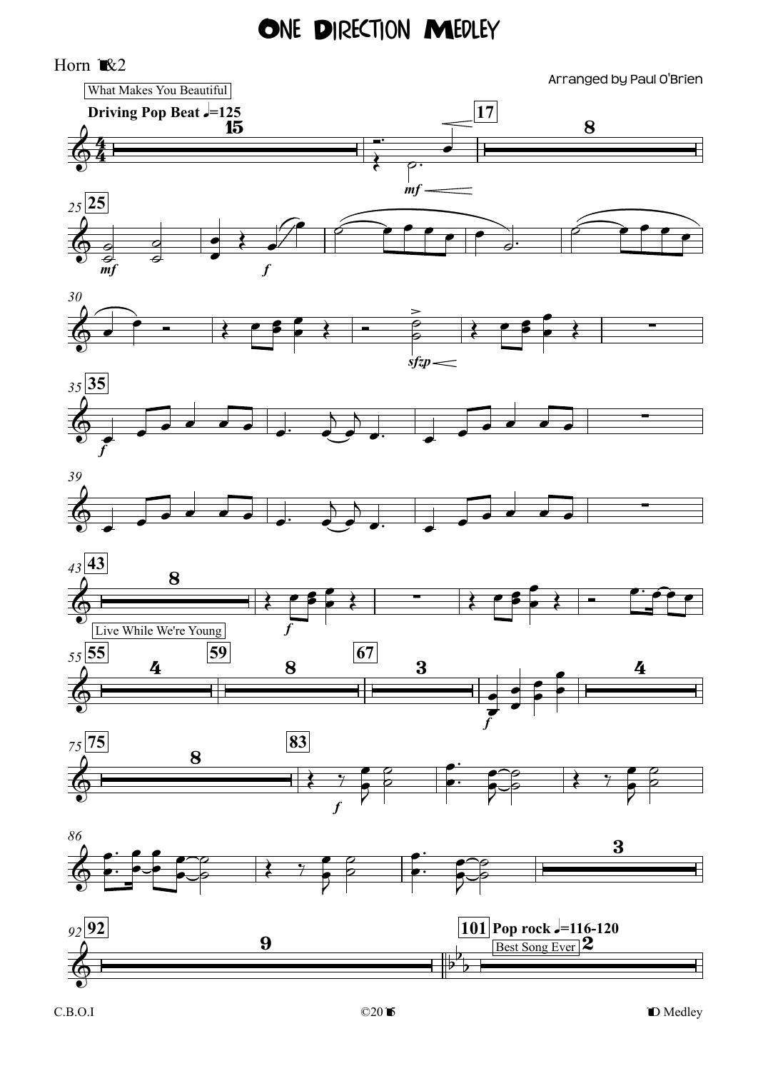# One Direction Medley

Horn 1&2

Arranged by Paul O'Brien

What Makes You Beautiful

**Driving Pop Beat** ♩=125

Live While We're Young

**Pop rock** ♩=116-120

Best Song Ever